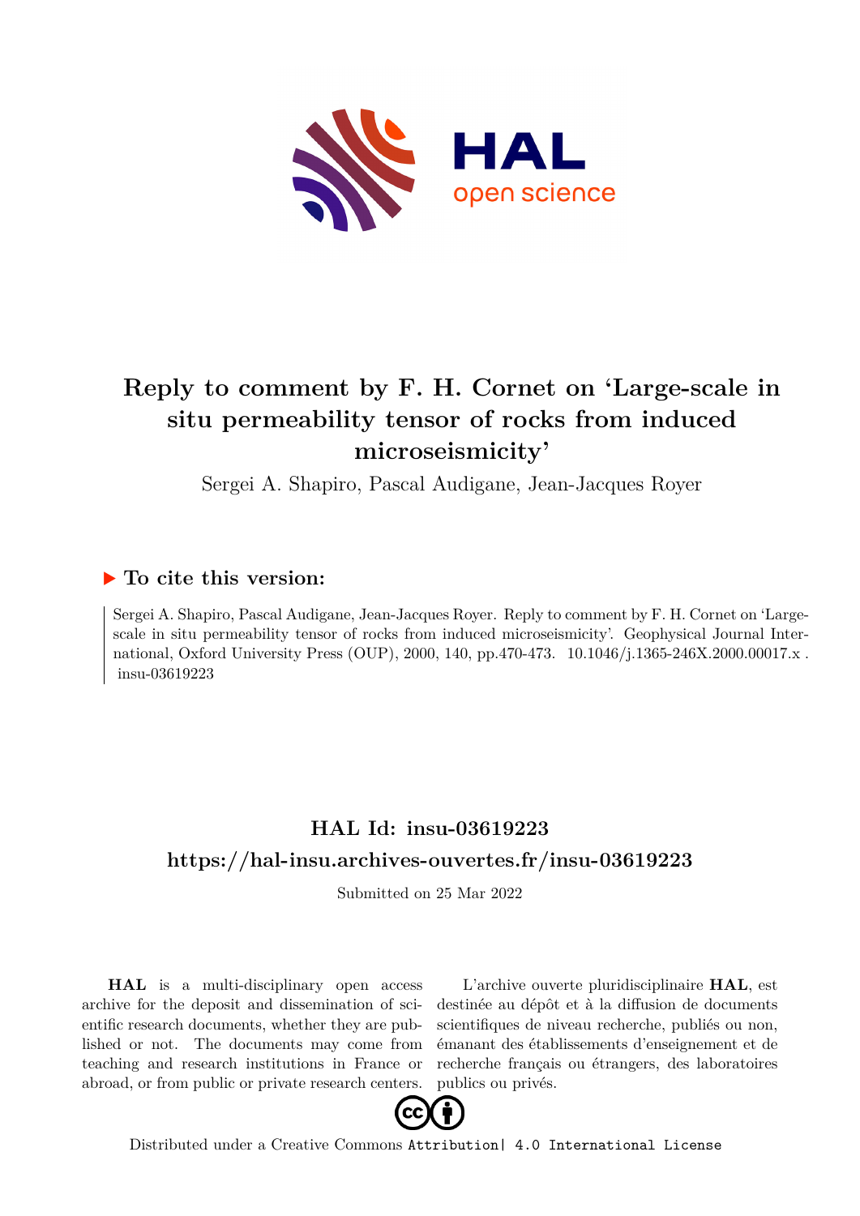# Reply to comment by F. H. Cornet on 'Large-scale in situ permeability tensor of rocks from induced microseismicity'

Sergei A. Shapiro, Pascal Audigane, Jean-Jacques Royer

## ▶ To cite this version:

Sergei A. Shapiro, Pascal Audigane, Jean-Jacques Royer. Reply to comment by F. H. Cornet on 'Large-scale in situ permeability tensor of rocks from induced microseismicity'. Geophysical Journal International, Oxford University Press (OUP), 2000, 140, pp.470-473. 10.1046/j.1365-246X.2000.00017.x . insu-03619223

## HAL Id: insu-03619223

## https://hal-insu.archives-ouvertes.fr/insu-03619223

Submitted on 25 Mar 2022

**HAL** is a multi-disciplinary open access archive for the deposit and dissemination of scientific research documents, whether they are published or not. The documents may come from teaching and research institutions in France or abroad, or from public or private research centers.

L'archive ouverte pluridisciplinaire **HAL**, est destinée au dépôt et à la diffusion de documents scientifiques de niveau recherche, publiés ou non, émanant des établissements d'enseignement et de recherche français ou étrangers, des laboratoires publics ou privés.

Distributed under a Creative Commons Attribution| 4.0 International License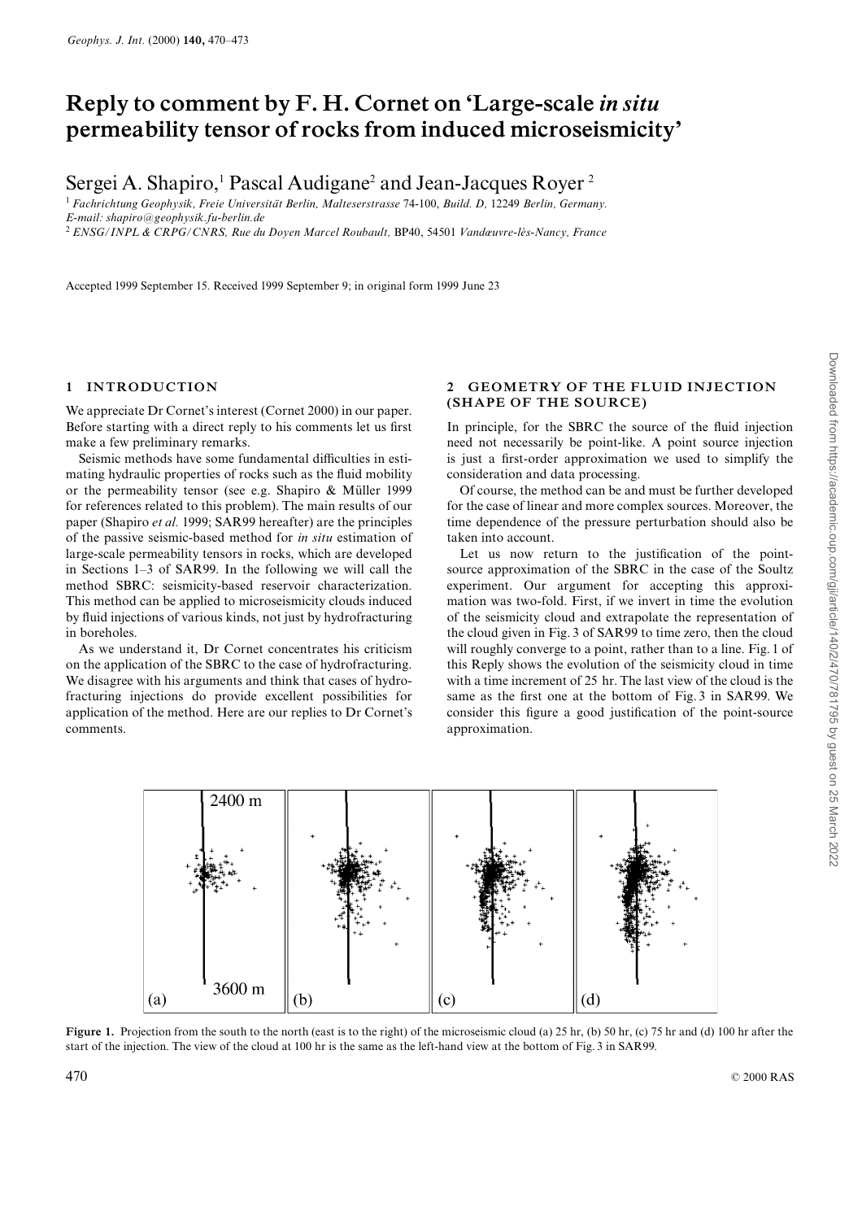# Reply to comment by F. H. Cornet on 'Large-scale *in situ* permeability tensor of rocks from induced microseismicity'

Sergei A. Shapiro,[1] Pascal Audigane[2] and Jean-Jacques Royer[2]

[1] *Fachrichtung Geophysik, Freie Universität Berlin, Malteserstrasse* 74-100, *Build. D,* 12249 *Berlin, Germany. E-mail: shapiro@geophysik.fu-berlin.de*

[2] *ENSG/INPL & CRPG/CNRS, Rue du Doyen Marcel Roubault,* BP40, 54501 *Vandœuvre-lès-Nancy, France*

Accepted 1999 September 15. Received 1999 September 9; in original form 1999 June 23

## 1 INTRODUCTION

We appreciate Dr Cornet's interest (Cornet 2000) in our paper. Before starting with a direct reply to his comments let us first make a few preliminary remarks.

Seismic methods have some fundamental difficulties in estimating hydraulic properties of rocks such as the fluid mobility or the permeability tensor (see e.g. Shapiro & Müller 1999 for references related to this problem). The main results of our paper (Shapiro *et al.* 1999; SAR99 hereafter) are the principles of the passive seismic-based method for *in situ* estimation of large-scale permeability tensors in rocks, which are developed in Sections 1–3 of SAR99. In the following we will call the method SBRC: seismicity-based reservoir characterization. This method can be applied to microseismicity clouds induced by fluid injections of various kinds, not just by hydrofracturing in boreholes.

As we understand it, Dr Cornet concentrates his criticism on the application of the SBRC to the case of hydrofracturing. We disagree with his arguments and think that cases of hydrofracturing injections do provide excellent possibilities for application of the method. Here are our replies to Dr Cornet's comments.

## 2 GEOMETRY OF THE FLUID INJECTION (SHAPE OF THE SOURCE)

In principle, for the SBRC the source of the fluid injection need not necessarily be point-like. A point source injection is just a first-order approximation we used to simplify the consideration and data processing.

Of course, the method can be and must be further developed for the case of linear and more complex sources. Moreover, the time dependence of the pressure perturbation should also be taken into account.

Let us now return to the justification of the point-source approximation of the SBRC in the case of the Soultz experiment. Our argument for accepting this approximation was two-fold. First, if we invert in time the evolution of the seismicity cloud and extrapolate the representation of the cloud given in Fig. 3 of SAR99 to time zero, then the cloud will roughly converge to a point, rather than to a line. Fig. 1 of this Reply shows the evolution of the seismicity cloud in time with a time increment of 25 hr. The last view of the cloud is the same as the first one at the bottom of Fig. 3 in SAR99. We consider this figure a good justification of the point-source approximation.

**Figure 1.** Projection from the south to the north (east is to the right) of the microseismic cloud (a) 25 hr, (b) 50 hr, (c) 75 hr and (d) 100 hr after the start of the injection. The view of the cloud at 100 hr is the same as the left-hand view at the bottom of Fig. 3 in SAR99.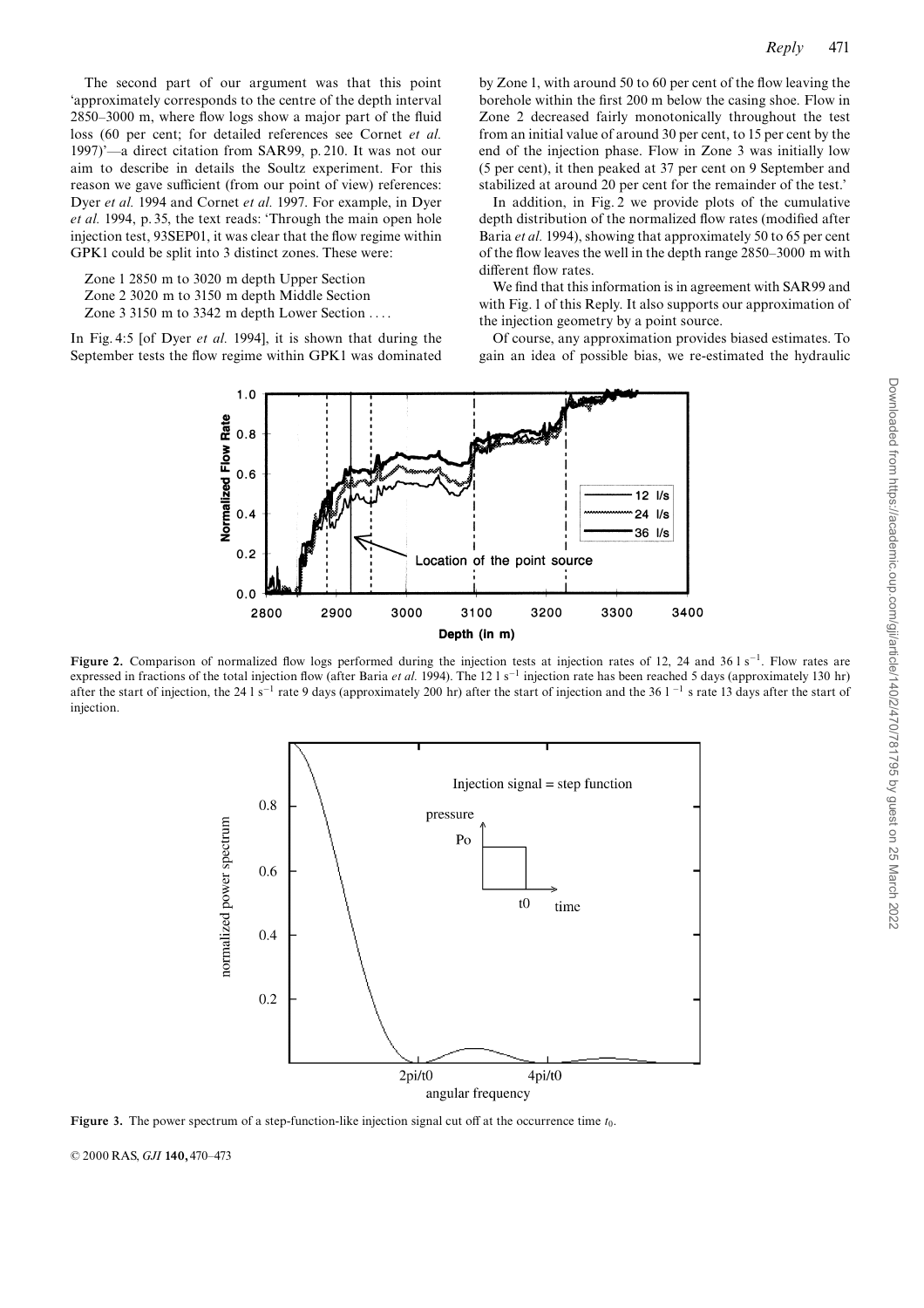The second part of our argument was that this point 'approximately corresponds to the centre of the depth interval 2850–3000 m, where flow logs show a major part of the fluid loss (60 per cent; for detailed references see Cornet *et al.* 1997)'—a direct citation from SAR99, p. 210. It was not our aim to describe in details the Soultz experiment. For this reason we gave sufficient (from our point of view) references: Dyer *et al.* 1994 and Cornet *et al.* 1997. For example, in Dyer *et al.* 1994, p. 35, the text reads: 'Through the main open hole injection test, 93SEP01, it was clear that the flow regime within GPK1 could be split into 3 distinct zones. These were:

Zone 1 2850 m to 3020 m depth Upper Section
Zone 2 3020 m to 3150 m depth Middle Section
Zone 3 3150 m to 3342 m depth Lower Section . . . .

In Fig. 4:5 [of Dyer *et al.* 1994], it is shown that during the September tests the flow regime within GPK1 was dominated by Zone 1, with around 50 to 60 per cent of the flow leaving the borehole within the first 200 m below the casing shoe. Flow in Zone 2 decreased fairly monotonically throughout the test from an initial value of around 30 per cent, to 15 per cent by the end of the injection phase. Flow in Zone 3 was initially low (5 per cent), it then peaked at 37 per cent on 9 September and stabilized at around 20 per cent for the remainder of the test.'

In addition, in Fig. 2 we provide plots of the cumulative depth distribution of the normalized flow rates (modified after Baria *et al.* 1994), showing that approximately 50 to 65 per cent of the flow leaves the well in the depth range 2850–3000 m with different flow rates.

We find that this information is in agreement with SAR99 and with Fig. 1 of this Reply. It also supports our approximation of the injection geometry by a point source.

Of course, any approximation provides biased estimates. To gain an idea of possible bias, we re-estimated the hydraulic

**Figure 2.** Comparison of normalized flow logs performed during the injection tests at injection rates of 12, 24 and 36 l $s^{-1}$. Flow rates are expressed in fractions of the total injection flow (after Baria *et al.* 1994). The 12 l $s^{-1}$ injection rate has been reached 5 days (approximately 130 hr) after the start of injection, the 24 l $s^{-1}$ rate 9 days (approximately 200 hr) after the start of injection and the 36 $l^{-1}$ s rate 13 days after the start of injection.

**Figure 3.** The power spectrum of a step-function-like injection signal cut off at the occurrence time $t_0$.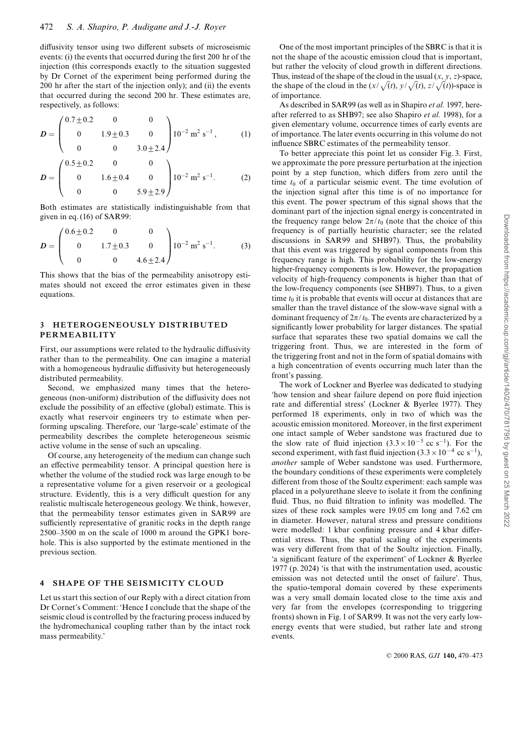diffusivity tensor using two different subsets of microseismic events: (i) the events that occurred during the first 200 hr of the injection (this corresponds exactly to the situation suggested by Dr Cornet of the experiment being performed during the 200 hr after the start of the injection only); and (ii) the events that occurred during the second 200 hr. These estimates are, respectively, as follows:

$$\boldsymbol{D} = \begin{pmatrix} 0.7 \pm 0.2 & 0 & 0 \\ 0 & 1.9 \pm 0.3 & 0 \\ 0 & 0 & 3.0 \pm 2.4 \end{pmatrix} 10^{-2}\ \mathrm{m}^2\ \mathrm{s}^{-1}, \qquad (1)$$

$$\boldsymbol{D} = \begin{pmatrix} 0.5 \pm 0.2 & 0 & 0 \\ 0 & 1.6 \pm 0.4 & 0 \\ 0 & 0 & 5.9 \pm 2.9 \end{pmatrix} 10^{-2}\ \mathrm{m}^2\ \mathrm{s}^{-1}. \qquad (2)$$

Both estimates are statistically indistinguishable from that given in eq. (16) of SAR99:

$$\boldsymbol{D} = \begin{pmatrix} 0.6 \pm 0.2 & 0 & 0 \\ 0 & 1.7 \pm 0.3 & 0 \\ 0 & 0 & 4.6 \pm 2.4 \end{pmatrix} 10^{-2}\ \mathrm{m}^2\ \mathrm{s}^{-1}. \qquad (3)$$

This shows that the bias of the permeability anisotropy estimates should not exceed the error estimates given in these equations.

## 3 HETEROGENEOUSLY DISTRIBUTED PERMEABILITY

First, our assumptions were related to the hydraulic diffusivity rather than to the permeability. One can imagine a material with a homogeneous hydraulic diffusivity but heterogeneously distributed permeability.

Second, we emphasized many times that the heterogeneous (non-uniform) distribution of the diffusivity does not exclude the possibility of an effective (global) estimate. This is exactly what reservoir engineers try to estimate when performing upscaling. Therefore, our 'large-scale' estimate of the permeability describes the complete heterogeneous seismic active volume in the sense of such an upscaling.

Of course, any heterogeneity of the medium can change such an effective permeability tensor. A principal question here is whether the volume of the studied rock was large enough to be a representative volume for a given reservoir or a geological structure. Evidently, this is a very difficult question for any realistic multiscale heterogeneous geology. We think, however, that the permeability tensor estimates given in SAR99 are sufficiently representative of granitic rocks in the depth range 2500–3500 m on the scale of 1000 m around the GPK1 borehole. This is also supported by the estimate mentioned in the previous section.

## 4 SHAPE OF THE SEISMICITY CLOUD

Let us start this section of our Reply with a direct citation from Dr Cornet's Comment: 'Hence I conclude that the shape of the seismic cloud is controlled by the fracturing process induced by the hydromechanical coupling rather than by the intact rock mass permeability.'

One of the most important principles of the SBRC is that it is not the shape of the acoustic emission cloud that is important, but rather the velocity of cloud growth in different directions. Thus, instead of the shape of the cloud in the usual $(x, y, z)$-space, the shape of the cloud in the $(x/\sqrt{(t)}, y/\sqrt{(t)}, z/\sqrt{(t)})$-space is of importance.

As described in SAR99 (as well as in Shapiro *et al.* 1997, hereafter referred to as SHB97; see also Shapiro *et al.* 1998), for a given elementary volume, occurrence times of early events are of importance. The later events occurring in this volume do not influence SBRC estimates of the permeability tensor.

To better appreciate this point let us consider Fig. 3. First, we approximate the pore pressure perturbation at the injection point by a step function, which differs from zero until the time $t_0$ of a particular seismic event. The time evolution of the injection signal after this time is of no importance for this event. The power spectrum of this signal shows that the dominant part of the injection signal energy is concentrated in the frequency range below $2\pi/t_0$ (note that the choice of this frequency is of partially heuristic character; see the related discussions in SAR99 and SHB97). Thus, the probability that this event was triggered by signal components from this frequency range is high. This probability for the low-energy higher-frequency components is low. However, the propagation velocity of high-frequency components is higher than that of the low-frequency components (see SHB97). Thus, to a given time $t_0$ it is probable that events will occur at distances that are smaller than the travel distance of the slow-wave signal with a dominant frequency of $2\pi/t_0$. The events are characterized by a significantly lower probability for larger distances. The spatial surface that separates these two spatial domains we call the triggering front. Thus, we are interested in the form of the triggering front and not in the form of spatial domains with a high concentration of events occurring much later than the front's passing.

The work of Lockner and Byerlee was dedicated to studying 'how tension and shear failure depend on pore fluid injection rate and differential stress' (Lockner & Byerlee 1977). They performed 18 experiments, only in two of which was the acoustic emission monitored. Moreover, in the first experiment one intact sample of Weber sandstone was fractured due to the slow rate of fluid injection ($3.3 \times 10^{-5}$ cc s$^{-1}$). For the second experiment, with fast fluid injection ($3.3 \times 10^{-4}$ cc s$^{-1}$), *another* sample of Weber sandstone was used. Furthermore, the boundary conditions of these experiments were completely different from those of the Soultz experiment: each sample was placed in a polyurethane sleeve to isolate it from the confining fluid. Thus, no fluid filtration to infinity was modelled. The sizes of these rock samples were 19.05 cm long and 7.62 cm in diameter. However, natural stress and pressure conditions were modelled: 1 kbar confining pressure and 4 kbar differential stress. Thus, the spatial scaling of the experiments was very different from that of the Soultz injection. Finally, 'a significant feature of the experiment' of Lockner & Byerlee 1977 (p. 2024) 'is that with the instrumentation used, acoustic emission was not detected until the onset of failure'. Thus, the spatio-temporal domain covered by these experiments was a very small domain located close to the time axis and very far from the envelopes (corresponding to triggering fronts) shown in Fig. 1 of SAR99. It was not the very early low-energy events that were studied, but rather late and strong events.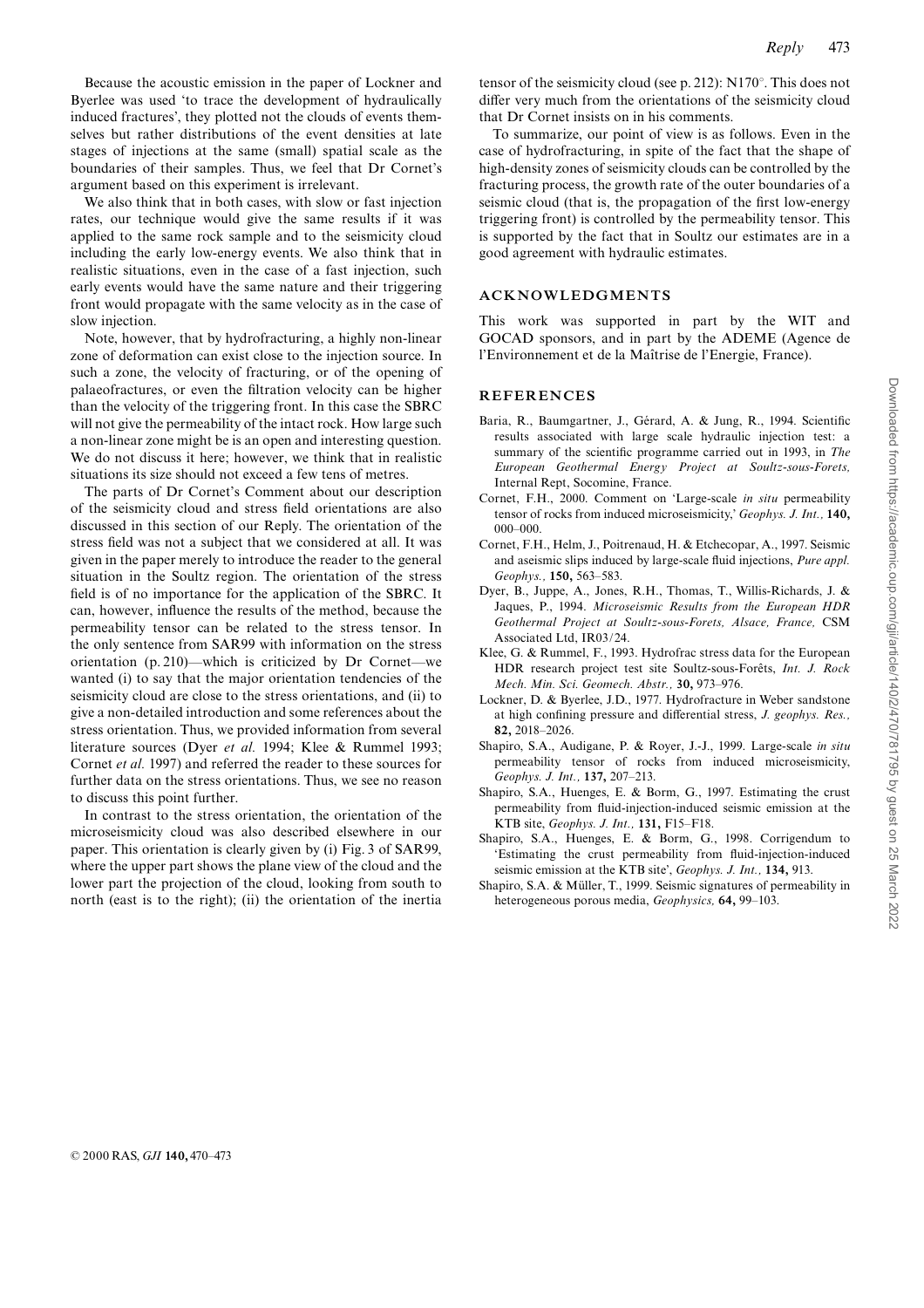Because the acoustic emission in the paper of Lockner and Byerlee was used 'to trace the development of hydraulically induced fractures', they plotted not the clouds of events themselves but rather distributions of the event densities at late stages of injections at the same (small) spatial scale as the boundaries of their samples. Thus, we feel that Dr Cornet's argument based on this experiment is irrelevant.

We also think that in both cases, with slow or fast injection rates, our technique would give the same results if it was applied to the same rock sample and to the seismicity cloud including the early low-energy events. We also think that in realistic situations, even in the case of a fast injection, such early events would have the same nature and their triggering front would propagate with the same velocity as in the case of slow injection.

Note, however, that by hydrofracturing, a highly non-linear zone of deformation can exist close to the injection source. In such a zone, the velocity of fracturing, or of the opening of palaeofractures, or even the filtration velocity can be higher than the velocity of the triggering front. In this case the SBRC will not give the permeability of the intact rock. How large such a non-linear zone might be is an open and interesting question. We do not discuss it here; however, we think that in realistic situations its size should not exceed a few tens of metres.

The parts of Dr Cornet's Comment about our description of the seismicity cloud and stress field orientations are also discussed in this section of our Reply. The orientation of the stress field was not a subject that we considered at all. It was given in the paper merely to introduce the reader to the general situation in the Soultz region. The orientation of the stress field is of no importance for the application of the SBRC. It can, however, influence the results of the method, because the permeability tensor can be related to the stress tensor. In the only sentence from SAR99 with information on the stress orientation (p. 210)—which is criticized by Dr Cornet—we wanted (i) to say that the major orientation tendencies of the seismicity cloud are close to the stress orientations, and (ii) to give a non-detailed introduction and some references about the stress orientation. Thus, we provided information from several literature sources (Dyer *et al.* 1994; Klee & Rummel 1993; Cornet *et al.* 1997) and referred the reader to these sources for further data on the stress orientations. Thus, we see no reason to discuss this point further.

In contrast to the stress orientation, the orientation of the microseismicity cloud was also described elsewhere in our paper. This orientation is clearly given by (i) Fig. 3 of SAR99, where the upper part shows the plane view of the cloud and the lower part the projection of the cloud, looking from south to north (east is to the right); (ii) the orientation of the inertia tensor of the seismicity cloud (see p. 212): N170°. This does not differ very much from the orientations of the seismicity cloud that Dr Cornet insists on in his comments.

To summarize, our point of view is as follows. Even in the case of hydrofracturing, in spite of the fact that the shape of high-density zones of seismicity clouds can be controlled by the fracturing process, the growth rate of the outer boundaries of a seismic cloud (that is, the propagation of the first low-energy triggering front) is controlled by the permeability tensor. This is supported by the fact that in Soultz our estimates are in a good agreement with hydraulic estimates.

## ACKNOWLEDGMENTS

This work was supported in part by the WIT and GOCAD sponsors, and in part by the ADEME (Agence de l'Environnement et de la Maîtrise de l'Energie, France).

## REFERENCES

Baria, R., Baumgartner, J., Gérard, A. & Jung, R., 1994. Scientific results associated with large scale hydraulic injection test: a summary of the scientific programme carried out in 1993, in *The European Geothermal Energy Project at Soultz-sous-Forets,* Internal Rept, Socomine, France.

Cornet, F.H., 2000. Comment on 'Large-scale *in situ* permeability tensor of rocks from induced microseismicity,' *Geophys. J. Int.,* **140,** 000–000.

Cornet, F.H., Helm, J., Poitrenaud, H. & Etchecopar, A., 1997. Seismic and aseismic slips induced by large-scale fluid injections, *Pure appl. Geophys.,* **150,** 563–583.

Dyer, B., Juppe, A., Jones, R.H., Thomas, T., Willis-Richards, J. & Jaques, P., 1994. *Microseismic Results from the European HDR Geothermal Project at Soultz-sous-Forets, Alsace, France,* CSM Associated Ltd, IR03/24.

Klee, G. & Rummel, F., 1993. Hydrofrac stress data for the European HDR research project test site Soultz-sous-Forêts, *Int. J. Rock Mech. Min. Sci. Geomech. Abstr.,* **30,** 973–976.

Lockner, D. & Byerlee, J.D., 1977. Hydrofracture in Weber sandstone at high confining pressure and differential stress, *J. geophys. Res.,* **82,** 2018–2026.

Shapiro, S.A., Audigane, P. & Royer, J.-J., 1999. Large-scale *in situ* permeability tensor of rocks from induced microseismicity, *Geophys. J. Int.,* **137,** 207–213.

Shapiro, S.A., Huenges, E. & Borm, G., 1997. Estimating the crust permeability from fluid-injection-induced seismic emission at the KTB site, *Geophys. J. Int.,* **131,** F15–F18.

Shapiro, S.A., Huenges, E. & Borm, G., 1998. Corrigendum to 'Estimating the crust permeability from fluid-injection-induced seismic emission at the KTB site', *Geophys. J. Int.,* **134,** 913.

Shapiro, S.A. & Müller, T., 1999. Seismic signatures of permeability in heterogeneous porous media, *Geophysics,* **64,** 99–103.